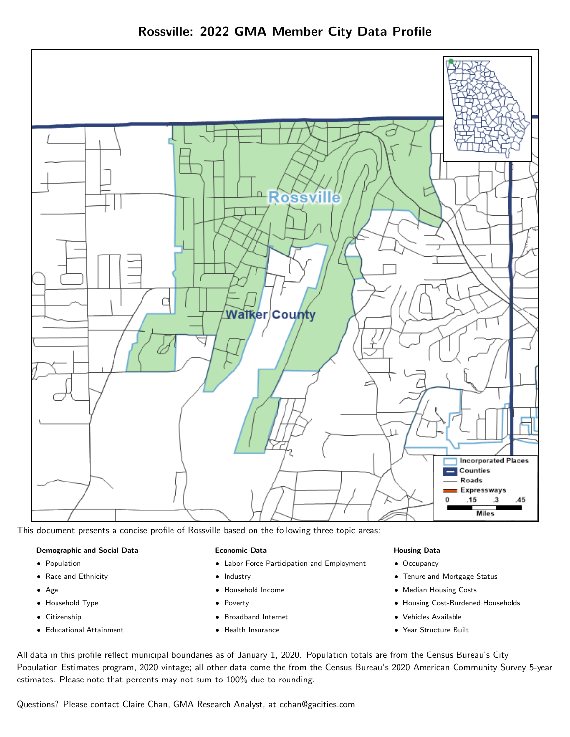# Rossville: 2022 GMA Member City Data Profile

This document presents a concise profile of Rossville based on the following three topic areas:

**Demographic and Social Data**

- Population
- Race and Ethnicity
- Age
- Household Type
- Citizenship
- Educational Attainment

**Economic Data**

- Labor Force Participation and Employment
- Industry
- Household Income
- Poverty
- Broadband Internet
- Health Insurance

**Housing Data**

- Occupancy
- Tenure and Mortgage Status
- Median Housing Costs
- Housing Cost-Burdened Households
- Vehicles Available
- Year Structure Built

All data in this profile reflect municipal boundaries as of January 1, 2020. Population totals are from the Census Bureau's City Population Estimates program, 2020 vintage; all other data come the from the Census Bureau's 2020 American Community Survey 5-year estimates. Please note that percents may not sum to 100% due to rounding.

Questions? Please contact Claire Chan, GMA Research Analyst, at cchan@gacities.com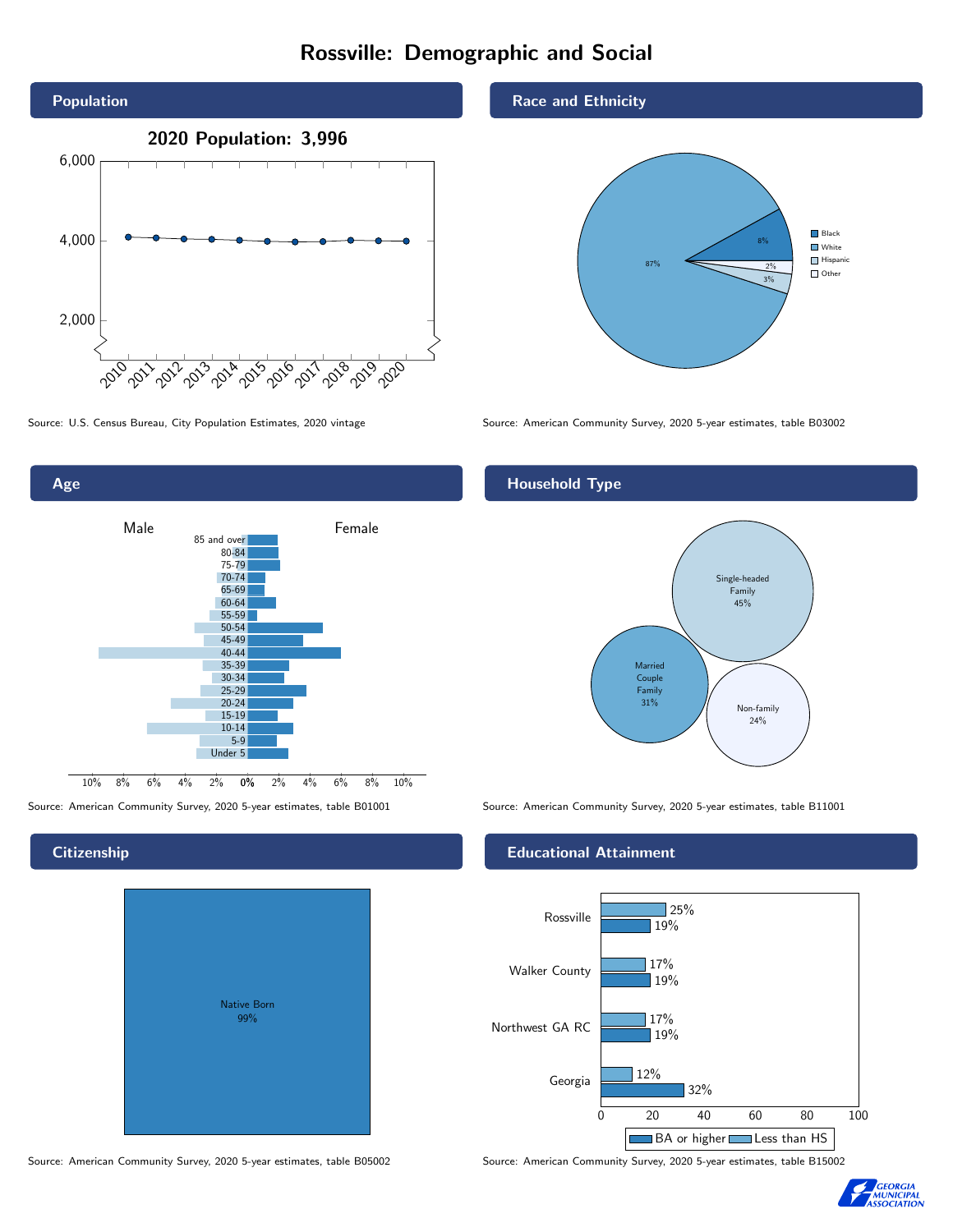# Rossville: Demographic and Social

## Population

2020 Population: 3,996

Source: U.S. Census Bureau, City Population Estimates, 2020 vintage

## Race and Ethnicity

| Group | Percent |
| --- | --- |
| Black | 8% |
| White | 87% |
| Hispanic | 3% |
| Other | 2% |

Source: American Community Survey, 2020 5-year estimates, table B03002

## Age

Source: American Community Survey, 2020 5-year estimates, table B01001

## Household Type

| Household Type | Percent |
| --- | --- |
| Single-headed Family | 45% |
| Married Couple Family | 31% |
| Non-family | 24% |

Source: American Community Survey, 2020 5-year estimates, table B11001

## Citizenship

Native Born 99%

Source: American Community Survey, 2020 5-year estimates, table B05002

## Educational Attainment

| Area | Less than HS | BA or higher |
| --- | --- | --- |
| Rossville | 25% | 19% |
| Walker County | 17% | 19% |
| Northwest GA RC | 17% | 19% |
| Georgia | 12% | 32% |

Source: American Community Survey, 2020 5-year estimates, table B15002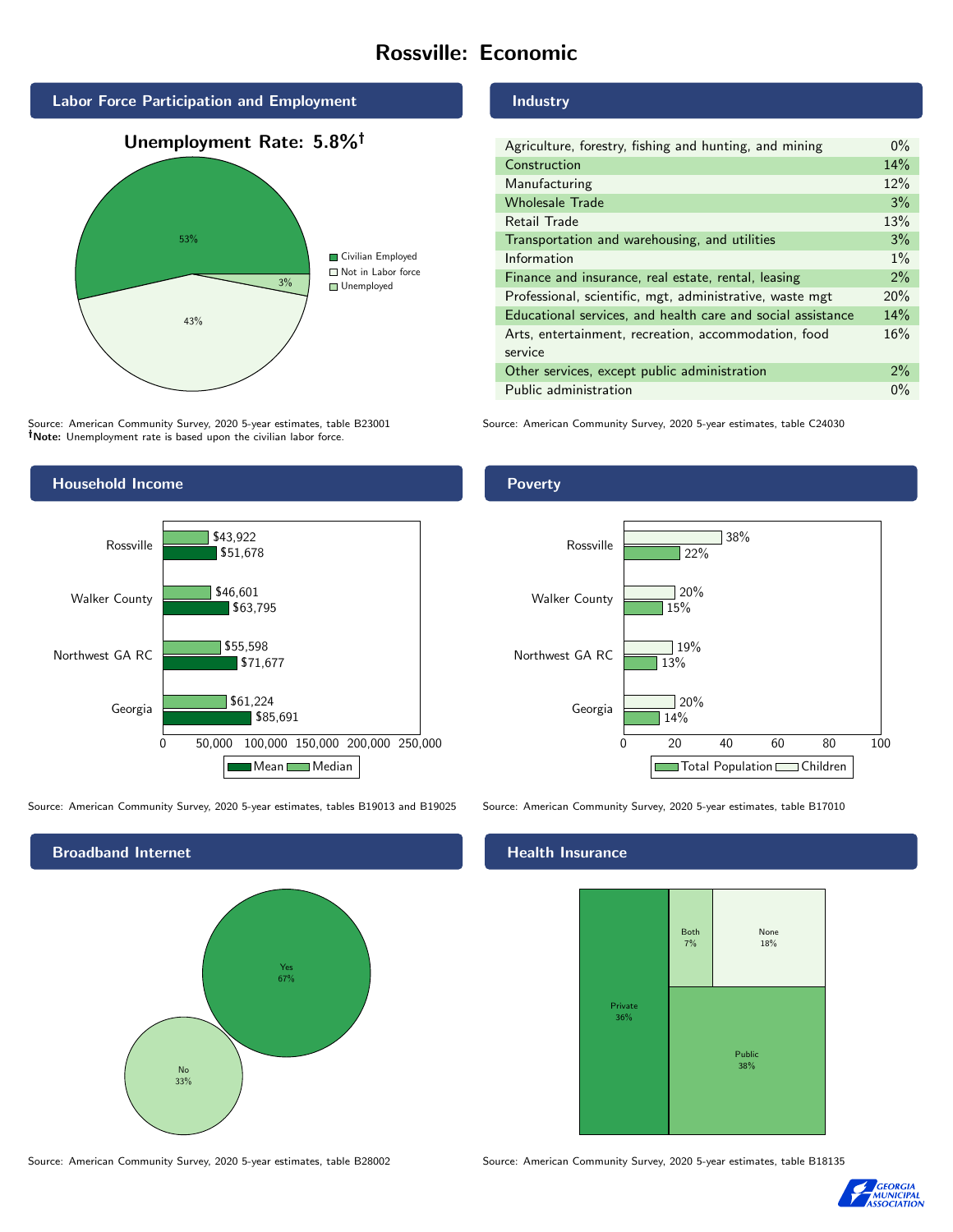# Rossville: Economic

## Labor Force Participation and Employment

**Unemployment Rate: 5.8%†**

| Category | Percent |
| --- | --- |
| Civilian Employed | 53% |
| Not in Labor force | 43% |
| Unemployed | 3% |

Source: American Community Survey, 2020 5-year estimates, table B23001
**†Note:** Unemployment rate is based upon the civilian labor force.

## Industry

| Industry | Percent |
| --- | --- |
| Agriculture, forestry, fishing and hunting, and mining | 0% |
| Construction | 14% |
| Manufacturing | 12% |
| Wholesale Trade | 3% |
| Retail Trade | 13% |
| Transportation and warehousing, and utilities | 3% |
| Information | 1% |
| Finance and insurance, real estate, rental, leasing | 2% |
| Professional, scientific, mgt, administrative, waste mgt | 20% |
| Educational services, and health care and social assistance | 14% |
| Arts, entertainment, recreation, accommodation, food service | 16% |
| Other services, except public administration | 2% |
| Public administration | 0% |

Source: American Community Survey, 2020 5-year estimates, table C24030

## Household Income

| Area | Median | Mean |
| --- | --- | --- |
| Rossville | $43,922 | $51,678 |
| Walker County | $46,601 | $63,795 |
| Northwest GA RC | $55,598 | $71,677 |
| Georgia | $61,224 | $85,691 |

Source: American Community Survey, 2020 5-year estimates, tables B19013 and B19025

## Poverty

| Area | Children | Total Population |
| --- | --- | --- |
| Rossville | 38% | 22% |
| Walker County | 20% | 15% |
| Northwest GA RC | 19% | 13% |
| Georgia | 20% | 14% |

Source: American Community Survey, 2020 5-year estimates, table B17010

## Broadband Internet

| Response | Percent |
| --- | --- |
| Yes | 67% |
| No | 33% |

Source: American Community Survey, 2020 5-year estimates, table B28002

## Health Insurance

| Type | Percent |
| --- | --- |
| Private | 36% |
| Both | 7% |
| None | 18% |
| Public | 38% |

Source: American Community Survey, 2020 5-year estimates, table B18135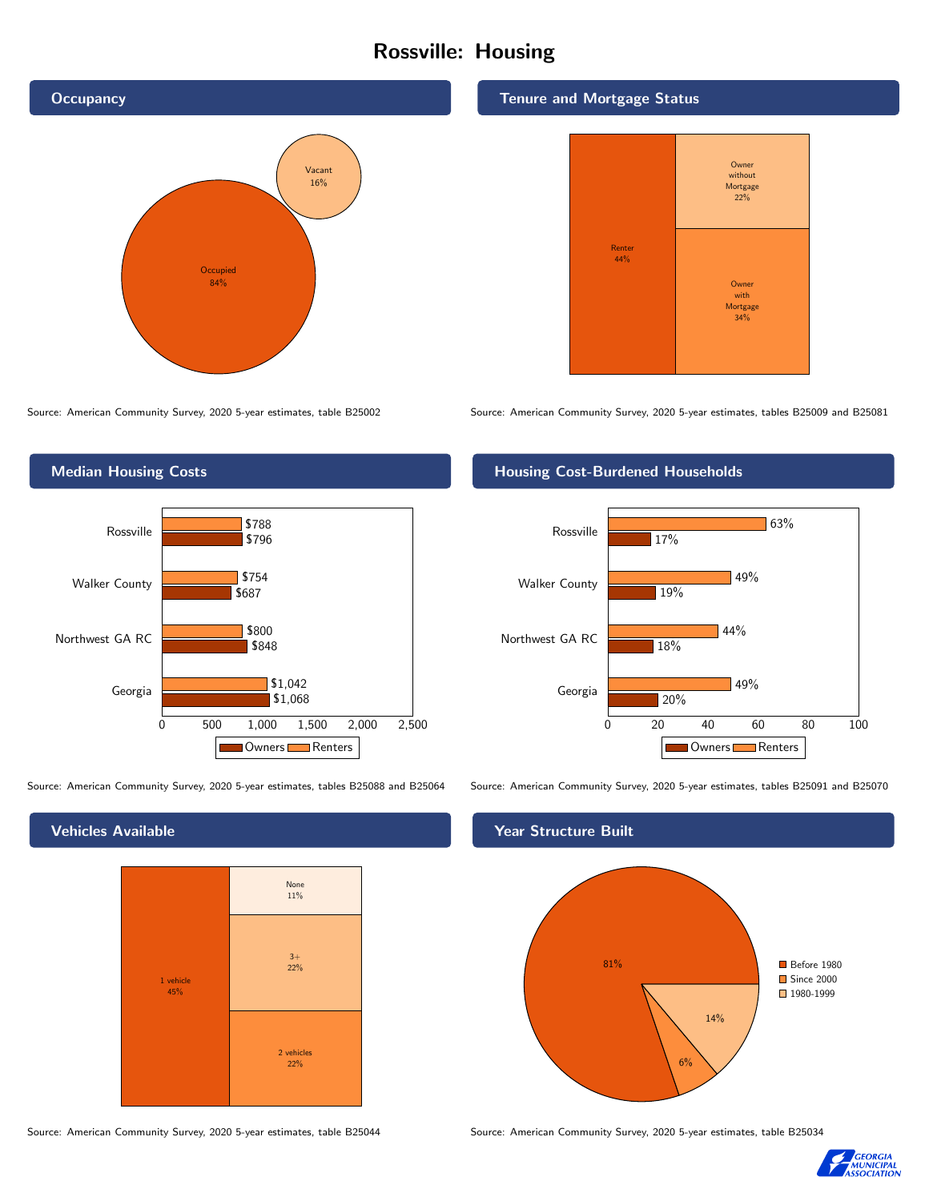# Rossville: Housing

## Occupancy

Vacant
16%

Occupied
84%

Source: American Community Survey, 2020 5-year estimates, table B25002

## Tenure and Mortgage Status

Renter
44%

Owner
without
Mortgage
22%

Owner
with
Mortgage
34%

Source: American Community Survey, 2020 5-year estimates, tables B25009 and B25081

## Median Housing Costs

Rossville
$788
$796

Walker County
$754
$687

Northwest GA RC
$800
$848

Georgia
$1,042
$1,068

0 500 1,000 1,500 2,000 2,500

Owners Renters

Source: American Community Survey, 2020 5-year estimates, tables B25088 and B25064

## Housing Cost-Burdened Households

Rossville
63%
17%

Walker County
49%
19%

Northwest GA RC
44%
18%

Georgia
49%
20%

0 20 40 60 80 100

Owners Renters

Source: American Community Survey, 2020 5-year estimates, tables B25091 and B25070

## Vehicles Available

1 vehicle
45%

None
11%

3+
22%

2 vehicles
22%

Source: American Community Survey, 2020 5-year estimates, table B25044

## Year Structure Built

81%
6%
14%

Before 1980
Since 2000
1980-1999

Source: American Community Survey, 2020 5-year estimates, table B25034